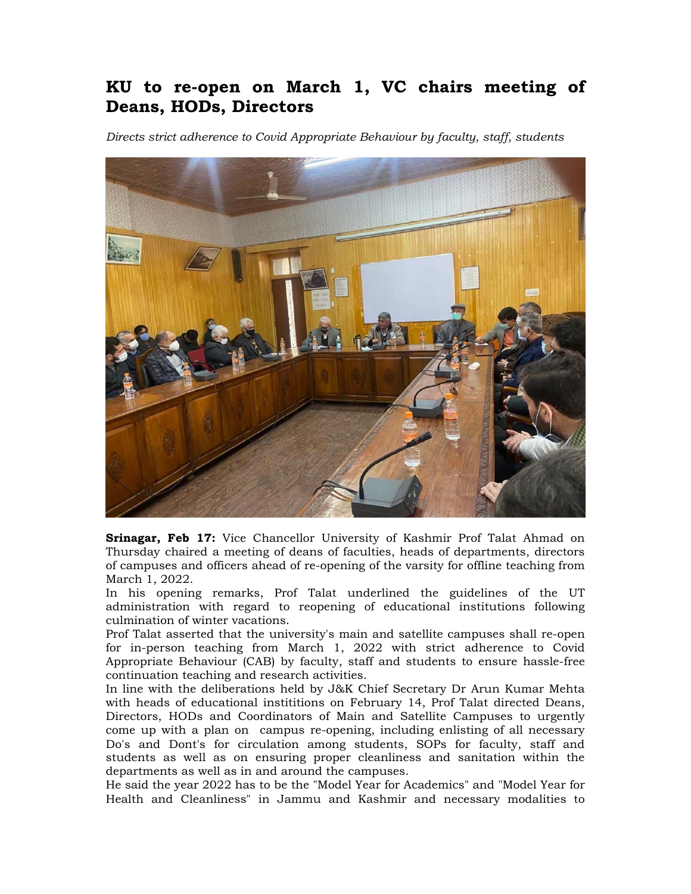# KU to re-open on March 1, VC chairs meeting of Deans, HODs, Directors

*Directs strict adherence to Covid Appropriate Behaviour by faculty, staff, students*

**Srinagar, Feb 17:** Vice Chancellor University of Kashmir Prof Talat Ahmad on Thursday chaired a meeting of deans of faculties, heads of departments, directors of campuses and officers ahead of re-opening of the varsity for offline teaching from March 1, 2022.

In his opening remarks, Prof Talat underlined the guidelines of the UT administration with regard to reopening of educational institutions following culmination of winter vacations.

Prof Talat asserted that the university's main and satellite campuses shall re-open for in-person teaching from March 1, 2022 with strict adherence to Covid Appropriate Behaviour (CAB) by faculty, staff and students to ensure hassle-free continuation teaching and research activities.

In line with the deliberations held by J&K Chief Secretary Dr Arun Kumar Mehta with heads of educational instititions on February 14, Prof Talat directed Deans, Directors, HODs and Coordinators of Main and Satellite Campuses to urgently come up with a plan on campus re-opening, including enlisting of all necessary Do's and Dont's for circulation among students, SOPs for faculty, staff and students as well as on ensuring proper cleanliness and sanitation within the departments as well as in and around the campuses.

He said the year 2022 has to be the "Model Year for Academics" and "Model Year for Health and Cleanliness" in Jammu and Kashmir and necessary modalities to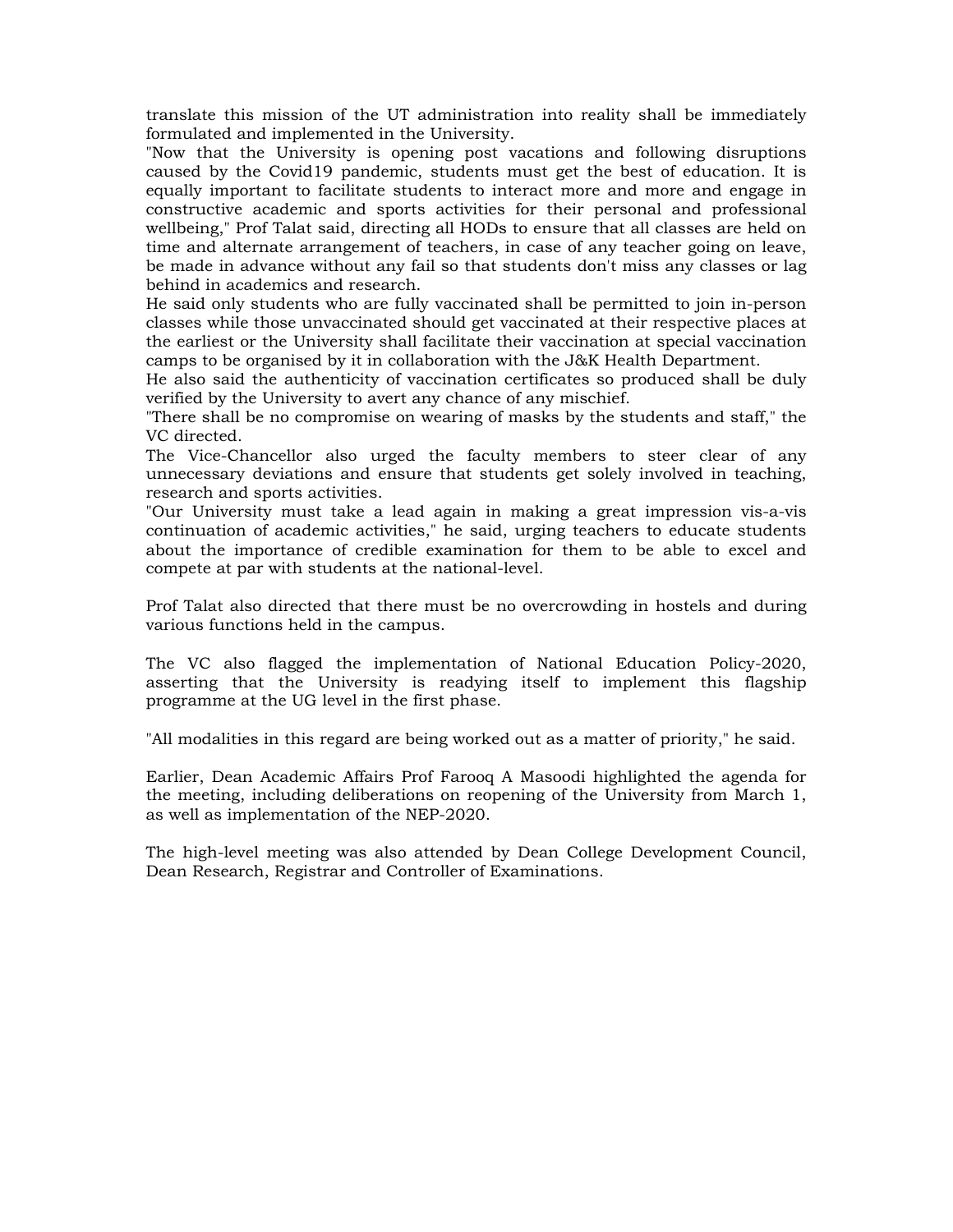translate this mission of the UT administration into reality shall be immediately formulated and implemented in the University.

"Now that the University is opening post vacations and following disruptions caused by the Covid19 pandemic, students must get the best of education. It is equally important to facilitate students to interact more and more and engage in constructive academic and sports activities for their personal and professional wellbeing," Prof Talat said, directing all HODs to ensure that all classes are held on time and alternate arrangement of teachers, in case of any teacher going on leave, be made in advance without any fail so that students don't miss any classes or lag behind in academics and research.

He said only students who are fully vaccinated shall be permitted to join in-person classes while those unvaccinated should get vaccinated at their respective places at the earliest or the University shall facilitate their vaccination at special vaccination camps to be organised by it in collaboration with the J&K Health Department.

He also said the authenticity of vaccination certificates so produced shall be duly verified by the University to avert any chance of any mischief.

"There shall be no compromise on wearing of masks by the students and staff," the VC directed.

The Vice-Chancellor also urged the faculty members to steer clear of any unnecessary deviations and ensure that students get solely involved in teaching, research and sports activities.

"Our University must take a lead again in making a great impression vis-a-vis continuation of academic activities," he said, urging teachers to educate students about the importance of credible examination for them to be able to excel and compete at par with students at the national-level.

Prof Talat also directed that there must be no overcrowding in hostels and during various functions held in the campus.

The VC also flagged the implementation of National Education Policy-2020, asserting that the University is readying itself to implement this flagship programme at the UG level in the first phase.

"All modalities in this regard are being worked out as a matter of priority," he said.

Earlier, Dean Academic Affairs Prof Farooq A Masoodi highlighted the agenda for the meeting, including deliberations on reopening of the University from March 1, as well as implementation of the NEP-2020.

The high-level meeting was also attended by Dean College Development Council, Dean Research, Registrar and Controller of Examinations.